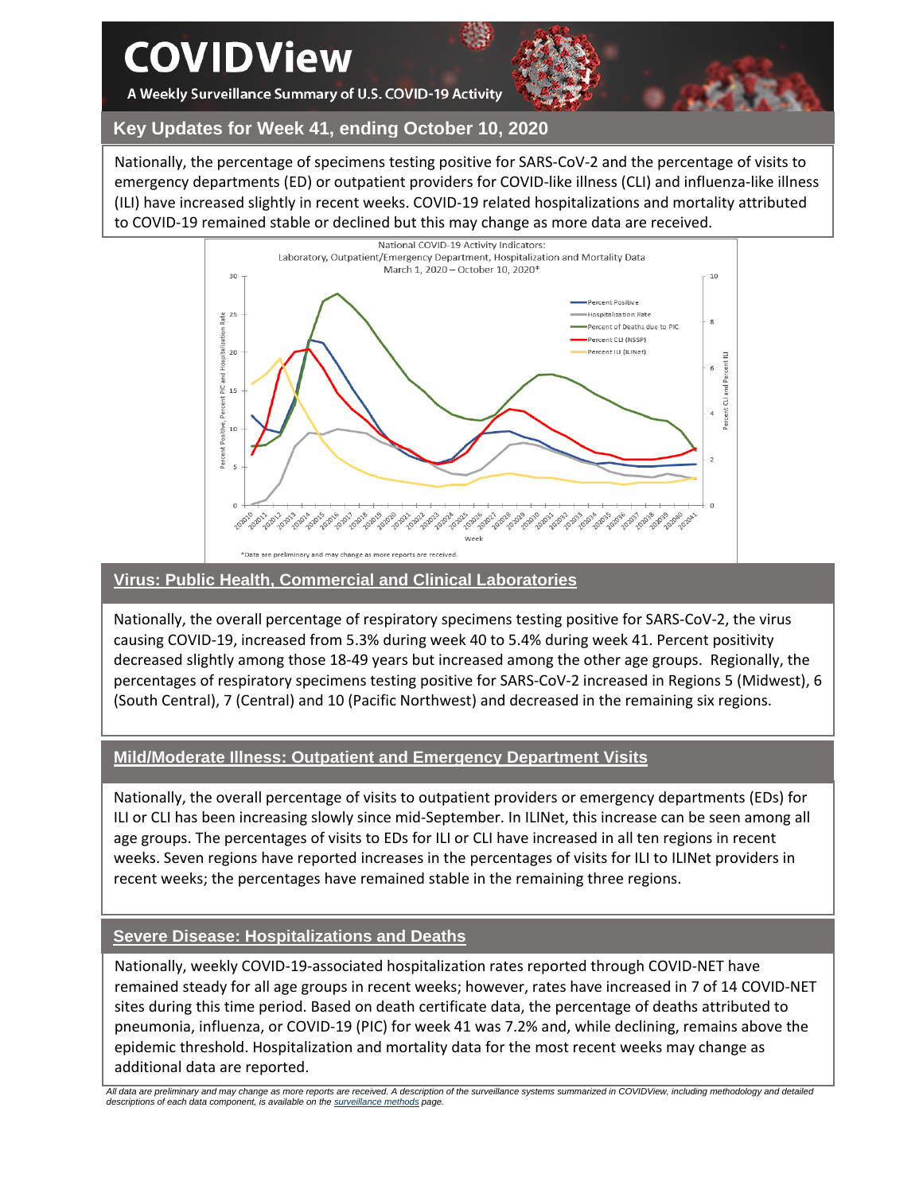# COVIDView

A Weekly Surveillance Summary of U.S. COVID-19 Activity

## Key Updates for Week 41, ending October 10, 2020

Nationally, the percentage of specimens testing positive for SARS-CoV-2 and the percentage of visits to emergency departments (ED) or outpatient providers for COVID-like illness (CLI) and influenza-like illness (ILI) have increased slightly in recent weeks. COVID-19 related hospitalizations and mortality attributed to COVID-19 remained stable or declined but this may change as more data are received.

National COVID-19 Activity Indicators:
Laboratory, Outpatient/Emergency Department, Hospitalization and Mortality Data
March 1, 2020 – October 10, 2020*

*Data are preliminary and may change as more reports are received.

## Virus: Public Health, Commercial and Clinical Laboratories

Nationally, the overall percentage of respiratory specimens testing positive for SARS-CoV-2, the virus causing COVID-19, increased from 5.3% during week 40 to 5.4% during week 41. Percent positivity decreased slightly among those 18-49 years but increased among the other age groups. Regionally, the percentages of respiratory specimens testing positive for SARS-CoV-2 increased in Regions 5 (Midwest), 6 (South Central), 7 (Central) and 10 (Pacific Northwest) and decreased in the remaining six regions.

## Mild/Moderate Illness: Outpatient and Emergency Department Visits

Nationally, the overall percentage of visits to outpatient providers or emergency departments (EDs) for ILI or CLI has been increasing slowly since mid-September. In ILINet, this increase can be seen among all age groups. The percentages of visits to EDs for ILI or CLI have increased in all ten regions in recent weeks. Seven regions have reported increases in the percentages of visits for ILI to ILINet providers in recent weeks; the percentages have remained stable in the remaining three regions.

## Severe Disease: Hospitalizations and Deaths

Nationally, weekly COVID-19-associated hospitalization rates reported through COVID-NET have remained steady for all age groups in recent weeks; however, rates have increased in 7 of 14 COVID-NET sites during this time period. Based on death certificate data, the percentage of deaths attributed to pneumonia, influenza, or COVID-19 (PIC) for week 41 was 7.2% and, while declining, remains above the epidemic threshold. Hospitalization and mortality data for the most recent weeks may change as additional data are reported.

*All data are preliminary and may change as more reports are received. A description of the surveillance systems summarized in COVIDView, including methodology and detailed descriptions of each data component, is available on the surveillance methods page.*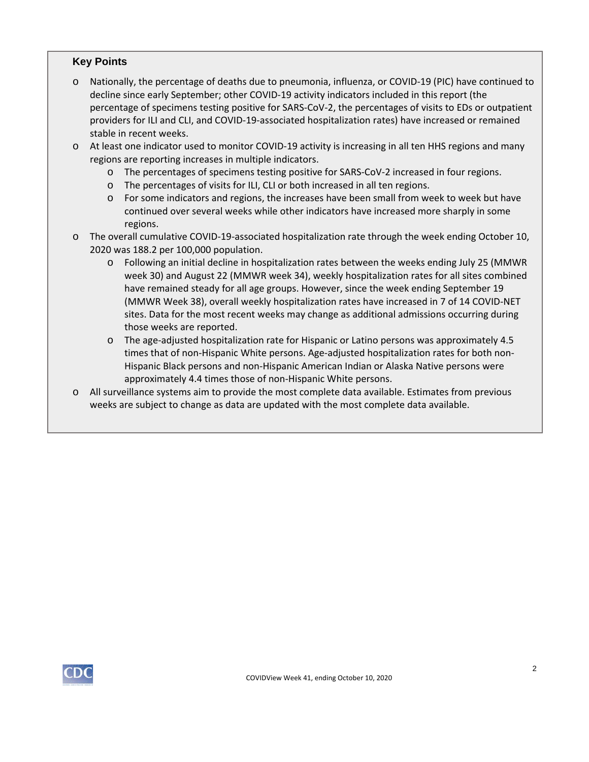### Key Points

- Nationally, the percentage of deaths due to pneumonia, influenza, or COVID-19 (PIC) have continued to decline since early September; other COVID-19 activity indicators included in this report (the percentage of specimens testing positive for SARS-CoV-2, the percentages of visits to EDs or outpatient providers for ILI and CLI, and COVID-19-associated hospitalization rates) have increased or remained stable in recent weeks.
- At least one indicator used to monitor COVID-19 activity is increasing in all ten HHS regions and many regions are reporting increases in multiple indicators.
  - The percentages of specimens testing positive for SARS-CoV-2 increased in four regions.
  - The percentages of visits for ILI, CLI or both increased in all ten regions.
  - For some indicators and regions, the increases have been small from week to week but have continued over several weeks while other indicators have increased more sharply in some regions.
- The overall cumulative COVID-19-associated hospitalization rate through the week ending October 10, 2020 was 188.2 per 100,000 population.
  - Following an initial decline in hospitalization rates between the weeks ending July 25 (MMWR week 30) and August 22 (MMWR week 34), weekly hospitalization rates for all sites combined have remained steady for all age groups. However, since the week ending September 19 (MMWR Week 38), overall weekly hospitalization rates have increased in 7 of 14 COVID-NET sites. Data for the most recent weeks may change as additional admissions occurring during those weeks are reported.
  - The age-adjusted hospitalization rate for Hispanic or Latino persons was approximately 4.5 times that of non-Hispanic White persons. Age-adjusted hospitalization rates for both non-Hispanic Black persons and non-Hispanic American Indian or Alaska Native persons were approximately 4.4 times those of non-Hispanic White persons.
- All surveillance systems aim to provide the most complete data available. Estimates from previous weeks are subject to change as data are updated with the most complete data available.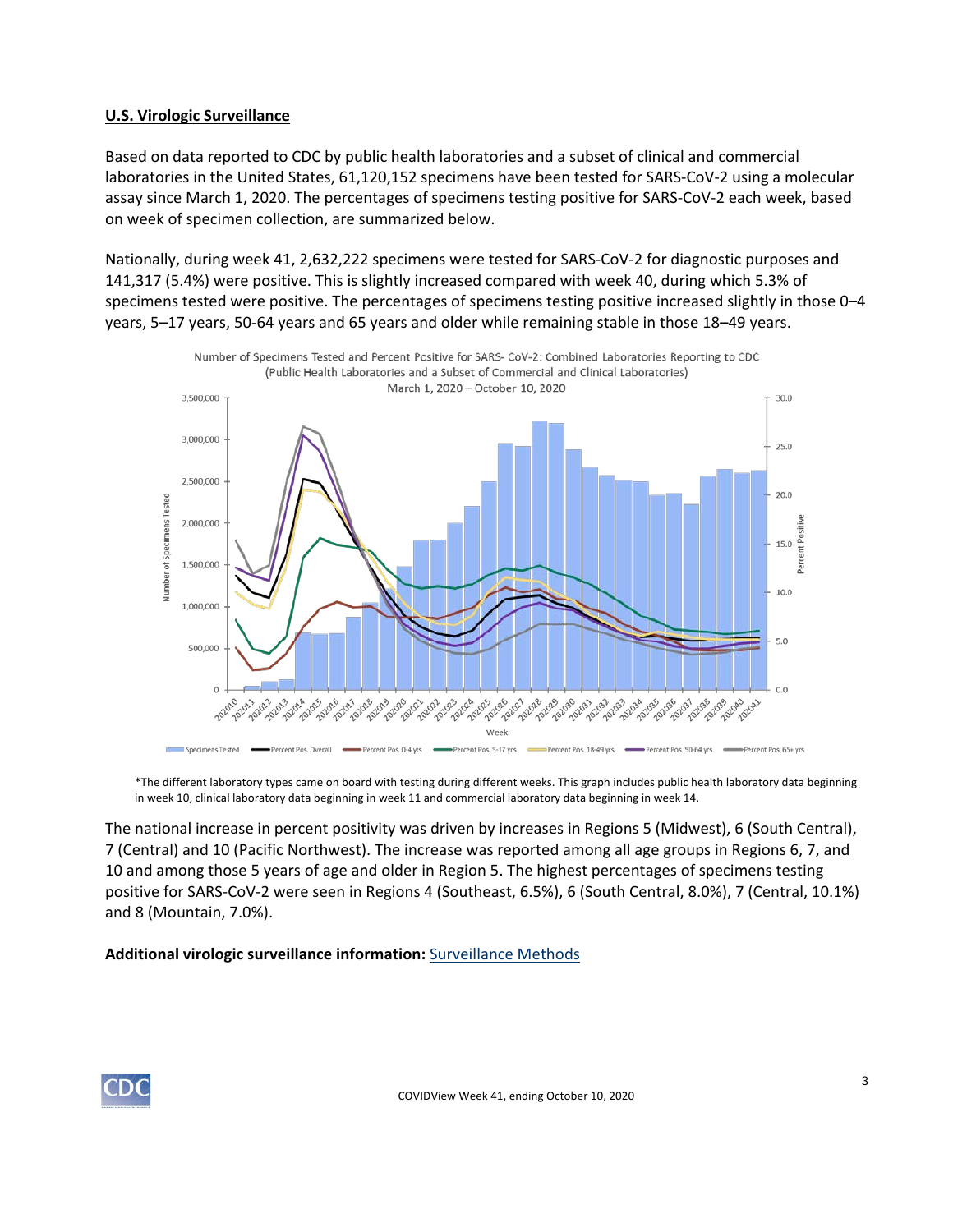## U.S. Virologic Surveillance

Based on data reported to CDC by public health laboratories and a subset of clinical and commercial laboratories in the United States, 61,120,152 specimens have been tested for SARS-CoV-2 using a molecular assay since March 1, 2020. The percentages of specimens testing positive for SARS-CoV-2 each week, based on week of specimen collection, are summarized below.

Nationally, during week 41, 2,632,222 specimens were tested for SARS-CoV-2 for diagnostic purposes and 141,317 (5.4%) were positive. This is slightly increased compared with week 40, during which 5.3% of specimens tested were positive. The percentages of specimens testing positive increased slightly in those 0–4 years, 5–17 years, 50-64 years and 65 years and older while remaining stable in those 18–49 years.

Number of Specimens Tested and Percent Positive for SARS- CoV-2: Combined Laboratories Reporting to CDC (Public Health Laboratories and a Subset of Commercial and Clinical Laboratories) March 1, 2020 – October 10, 2020

*The different laboratory types came on board with testing during different weeks. This graph includes public health laboratory data beginning in week 10, clinical laboratory data beginning in week 11 and commercial laboratory data beginning in week 14.

The national increase in percent positivity was driven by increases in Regions 5 (Midwest), 6 (South Central), 7 (Central) and 10 (Pacific Northwest). The increase was reported among all age groups in Regions 6, 7, and 10 and among those 5 years of age and older in Region 5. The highest percentages of specimens testing positive for SARS-CoV-2 were seen in Regions 4 (Southeast, 6.5%), 6 (South Central, 8.0%), 7 (Central, 10.1%) and 8 (Mountain, 7.0%).

**Additional virologic surveillance information:** Surveillance Methods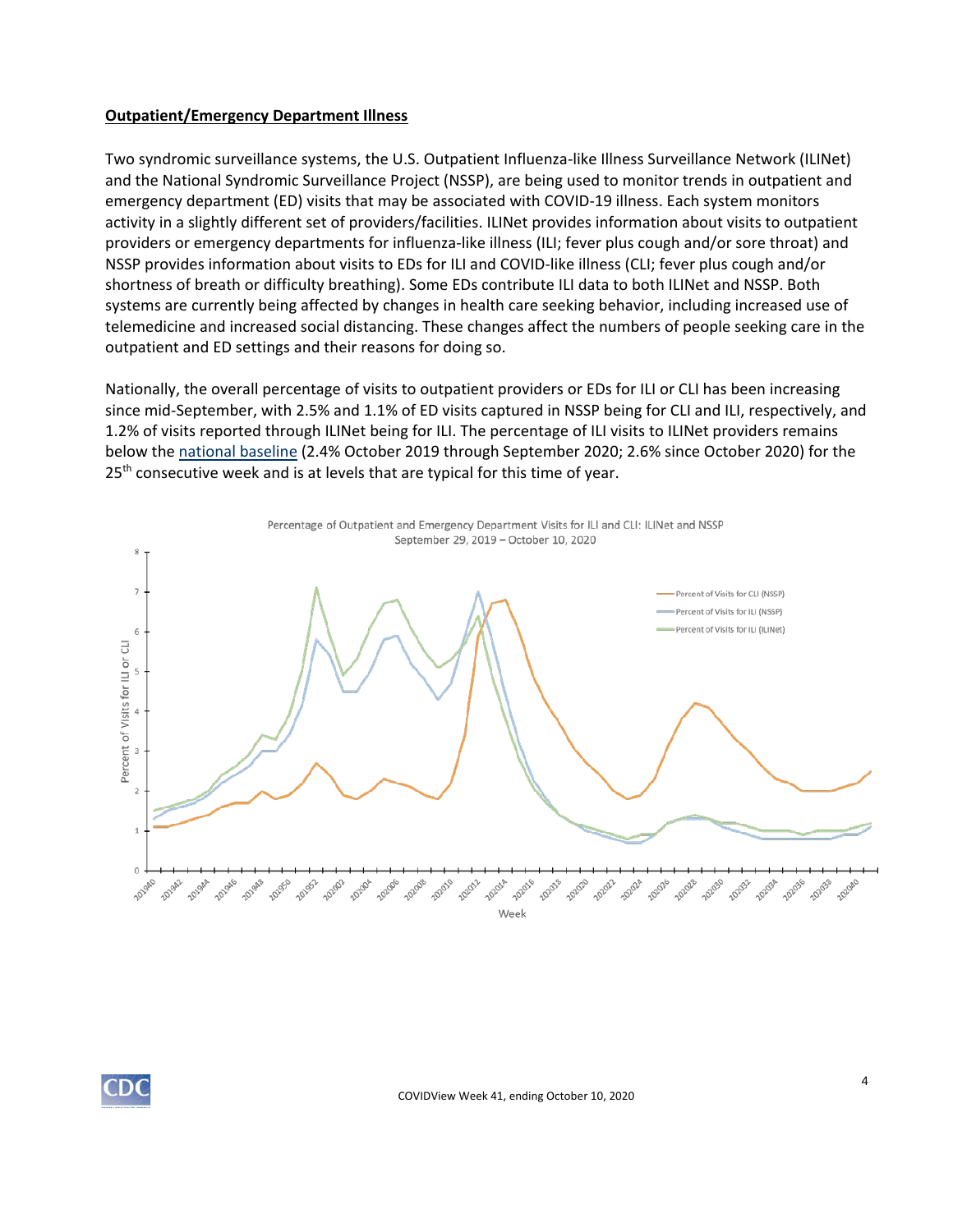**Outpatient/Emergency Department Illness**

Two syndromic surveillance systems, the U.S. Outpatient Influenza-like Illness Surveillance Network (ILINet) and the National Syndromic Surveillance Project (NSSP), are being used to monitor trends in outpatient and emergency department (ED) visits that may be associated with COVID-19 illness. Each system monitors activity in a slightly different set of providers/facilities. ILINet provides information about visits to outpatient providers or emergency departments for influenza-like illness (ILI; fever plus cough and/or sore throat) and NSSP provides information about visits to EDs for ILI and COVID-like illness (CLI; fever plus cough and/or shortness of breath or difficulty breathing). Some EDs contribute ILI data to both ILINet and NSSP. Both systems are currently being affected by changes in health care seeking behavior, including increased use of telemedicine and increased social distancing. These changes affect the numbers of people seeking care in the outpatient and ED settings and their reasons for doing so.

Nationally, the overall percentage of visits to outpatient providers or EDs for ILI or CLI has been increasing since mid-September, with 2.5% and 1.1% of ED visits captured in NSSP being for CLI and ILI, respectively, and 1.2% of visits reported through ILINet being for ILI. The percentage of ILI visits to ILINet providers remains below the national baseline (2.4% October 2019 through September 2020; 2.6% since October 2020) for the 25th consecutive week and is at levels that are typical for this time of year.

Percentage of Outpatient and Emergency Department Visits for ILI and CLI: ILINet and NSSP
September 29, 2019 – October 10, 2020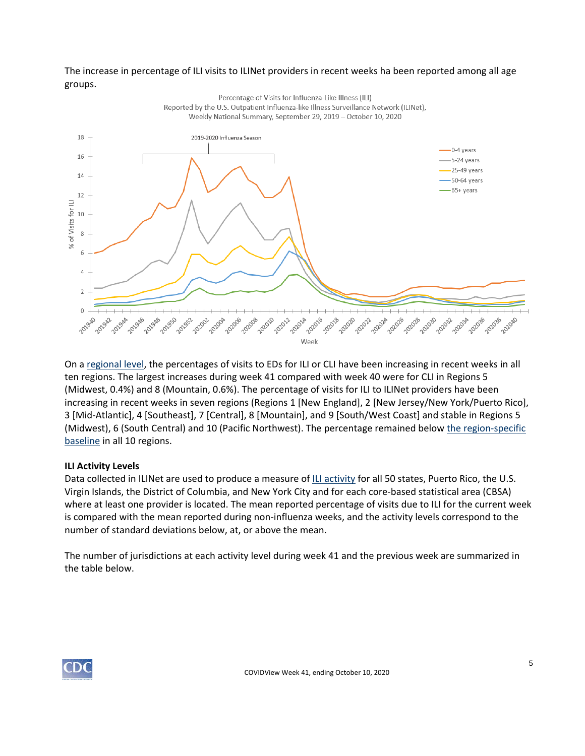The increase in percentage of ILI visits to ILINet providers in recent weeks ha been reported among all age groups.

Percentage of Visits for Influenza-Like Illness (ILI) Reported by the U.S. Outpatient Influenza-like Illness Surveillance Network (ILINet), Weekly National Summary, September 29, 2019 – October 10, 2020

On a regional level, the percentages of visits to EDs for ILI or CLI have been increasing in recent weeks in all ten regions. The largest increases during week 41 compared with week 40 were for CLI in Regions 5 (Midwest, 0.4%) and 8 (Mountain, 0.6%). The percentage of visits for ILI to ILINet providers have been increasing in recent weeks in seven regions (Regions 1 [New England], 2 [New Jersey/New York/Puerto Rico], 3 [Mid-Atlantic], 4 [Southeast], 7 [Central], 8 [Mountain], and 9 [South/West Coast] and stable in Regions 5 (Midwest), 6 (South Central) and 10 (Pacific Northwest). The percentage remained below the region-specific baseline in all 10 regions.

**ILI Activity Levels**

Data collected in ILINet are used to produce a measure of ILI activity for all 50 states, Puerto Rico, the U.S. Virgin Islands, the District of Columbia, and New York City and for each core-based statistical area (CBSA) where at least one provider is located. The mean reported percentage of visits due to ILI for the current week is compared with the mean reported during non-influenza weeks, and the activity levels correspond to the number of standard deviations below, at, or above the mean.

The number of jurisdictions at each activity level during week 41 and the previous week are summarized in the table below.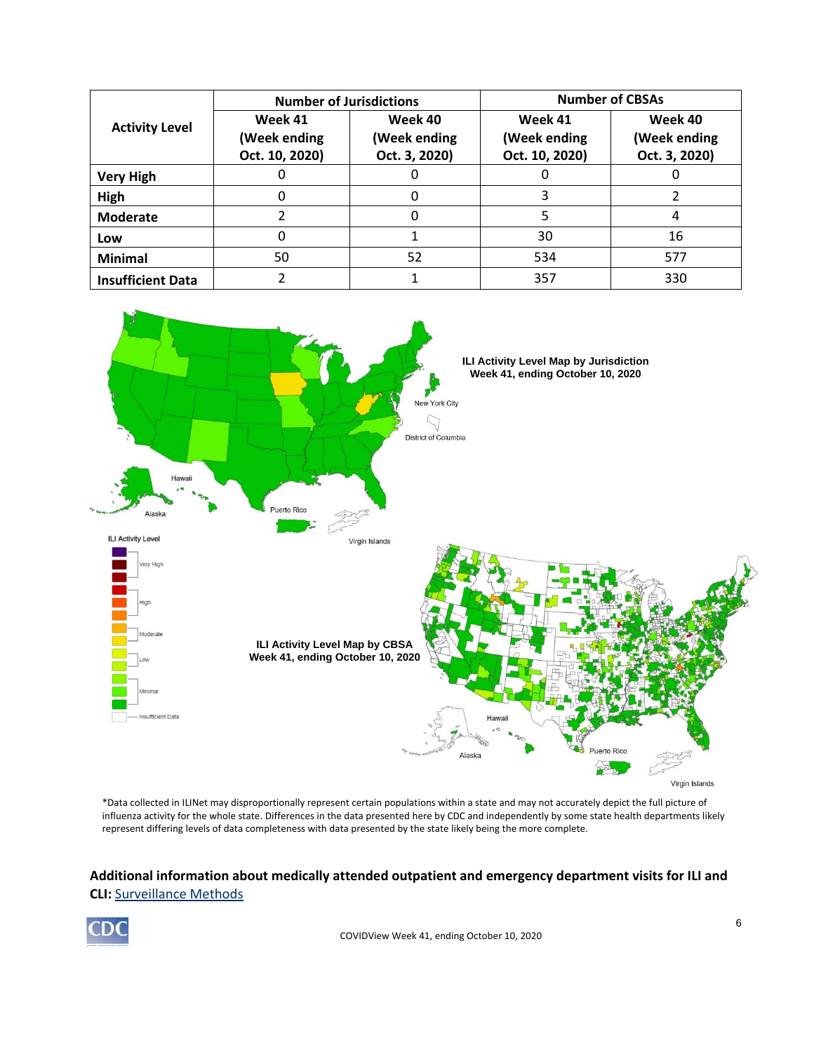| Activity Level | Number of Jurisdictions | | Number of CBSAs | |
|---|---|---|---|---|
| | Week 41 (Week ending Oct. 10, 2020) | Week 40 (Week ending Oct. 3, 2020) | Week 41 (Week ending Oct. 10, 2020) | Week 40 (Week ending Oct. 3, 2020) |
| **Very High** | 0 | 0 | 0 | 0 |
| **High** | 0 | 0 | 3 | 2 |
| **Moderate** | 2 | 0 | 5 | 4 |
| **Low** | 0 | 1 | 30 | 16 |
| **Minimal** | 50 | 52 | 534 | 577 |
| **Insufficient Data** | 2 | 1 | 357 | 330 |

**ILI Activity Level Map by Jurisdiction Week 41, ending October 10, 2020**

**ILI Activity Level Map by CBSA Week 41, ending October 10, 2020**

*Data collected in ILINet may disproportionally represent certain populations within a state and may not accurately depict the full picture of influenza activity for the whole state. Differences in the data presented here by CDC and independently by some state health departments likely represent differing levels of data completeness with data presented by the state likely being the more complete.

**Additional information about medically attended outpatient and emergency department visits for ILI and CLI:** Surveillance Methods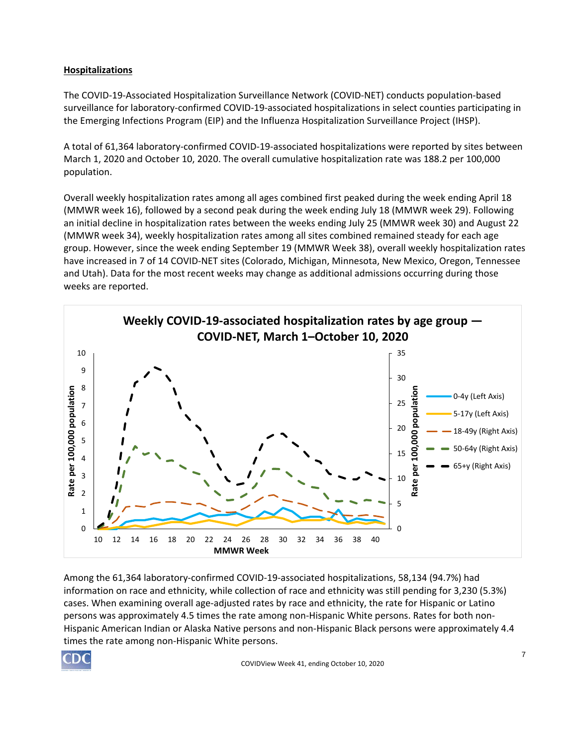## Hospitalizations

The COVID-19-Associated Hospitalization Surveillance Network (COVID-NET) conducts population-based surveillance for laboratory-confirmed COVID-19-associated hospitalizations in select counties participating in the Emerging Infections Program (EIP) and the Influenza Hospitalization Surveillance Project (IHSP).

A total of 61,364 laboratory-confirmed COVID-19-associated hospitalizations were reported by sites between March 1, 2020 and October 10, 2020. The overall cumulative hospitalization rate was 188.2 per 100,000 population.

Overall weekly hospitalization rates among all ages combined first peaked during the week ending April 18 (MMWR week 16), followed by a second peak during the week ending July 18 (MMWR week 29). Following an initial decline in hospitalization rates between the weeks ending July 25 (MMWR week 30) and August 22 (MMWR week 34), weekly hospitalization rates among all sites combined remained steady for each age group. However, since the week ending September 19 (MMWR Week 38), overall weekly hospitalization rates have increased in 7 of 14 COVID-NET sites (Colorado, Michigan, Minnesota, New Mexico, Oregon, Tennessee and Utah). Data for the most recent weeks may change as additional admissions occurring during those weeks are reported.

**Weekly COVID-19-associated hospitalization rates by age group — COVID-NET, March 1–October 10, 2020**

Among the 61,364 laboratory-confirmed COVID-19-associated hospitalizations, 58,134 (94.7%) had information on race and ethnicity, while collection of race and ethnicity was still pending for 3,230 (5.3%) cases. When examining overall age-adjusted rates by race and ethnicity, the rate for Hispanic or Latino persons was approximately 4.5 times the rate among non-Hispanic White persons. Rates for both non-Hispanic American Indian or Alaska Native persons and non-Hispanic Black persons were approximately 4.4 times the rate among non-Hispanic White persons.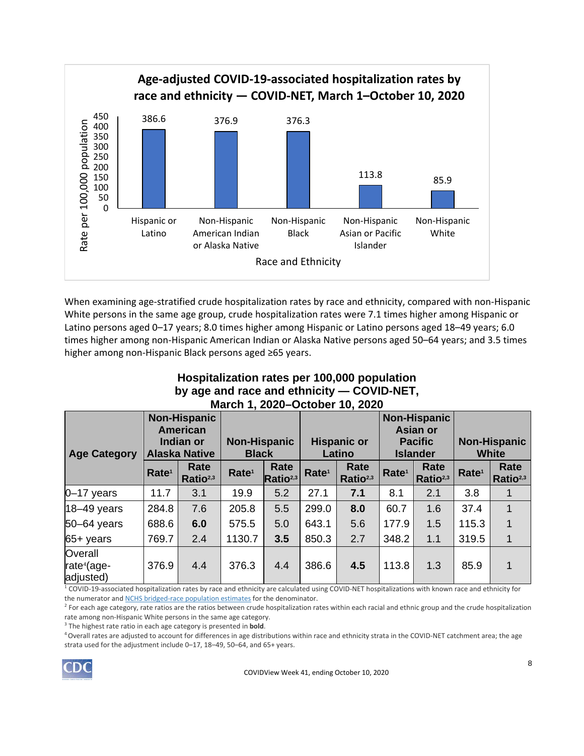**Age-adjusted COVID-19-associated hospitalization rates by race and ethnicity — COVID-NET, March 1–October 10, 2020**

| Race and Ethnicity | Rate per 100,000 population |
|---|---|
| Hispanic or Latino | 386.6 |
| Non-Hispanic American Indian or Alaska Native | 376.9 |
| Non-Hispanic Black | 376.3 |
| Non-Hispanic Asian or Pacific Islander | 113.8 |
| Non-Hispanic White | 85.9 |

When examining age-stratified crude hospitalization rates by race and ethnicity, compared with non-Hispanic White persons in the same age group, crude hospitalization rates were 7.1 times higher among Hispanic or Latino persons aged 0–17 years; 8.0 times higher among Hispanic or Latino persons aged 18–49 years; 6.0 times higher among non-Hispanic American Indian or Alaska Native persons aged 50–64 years; and 3.5 times higher among non-Hispanic Black persons aged ≥65 years.

**Hospitalization rates per 100,000 population by age and race and ethnicity — COVID-NET, March 1, 2020–October 10, 2020**

| Age Category | Non-Hispanic American Indian or Alaska Native | | Non-Hispanic Black | | Hispanic or Latino | | Non-Hispanic Asian or Pacific Islander | | Non-Hispanic White | |
|---|---|---|---|---|---|---|---|---|---|---|
| | Rate[1] | Rate Ratio[2,3] | Rate[1] | Rate Ratio[2,3] | Rate[1] | Rate Ratio[2,3] | Rate[1] | Rate Ratio[2,3] | Rate[1] | Rate Ratio[2,3] |
| 0–17 years | 11.7 | 3.1 | 19.9 | 5.2 | 27.1 | **7.1** | 8.1 | 2.1 | 3.8 | 1 |
| 18–49 years | 284.8 | 7.6 | 205.8 | 5.5 | 299.0 | **8.0** | 60.7 | 1.6 | 37.4 | 1 |
| 50–64 years | 688.6 | **6.0** | 575.5 | 5.0 | 643.1 | 5.6 | 177.9 | 1.5 | 115.3 | 1 |
| 65+ years | 769.7 | 2.4 | 1130.7 | **3.5** | 850.3 | 2.7 | 348.2 | 1.1 | 319.5 | 1 |
| Overall rate[4](age-adjusted) | 376.9 | 4.4 | 376.3 | 4.4 | 386.6 | **4.5** | 113.8 | 1.3 | 85.9 | 1 |

[1] COVID-19-associated hospitalization rates by race and ethnicity are calculated using COVID-NET hospitalizations with known race and ethnicity for the numerator and NCHS bridged-race population estimates for the denominator.

[2] For each age category, rate ratios are the ratios between crude hospitalization rates within each racial and ethnic group and the crude hospitalization rate among non-Hispanic White persons in the same age category.

[3] The highest rate ratio in each age category is presented in **bold**.

[4] Overall rates are adjusted to account for differences in age distributions within race and ethnicity strata in the COVID-NET catchment area; the age strata used for the adjustment include 0–17, 18–49, 50–64, and 65+ years.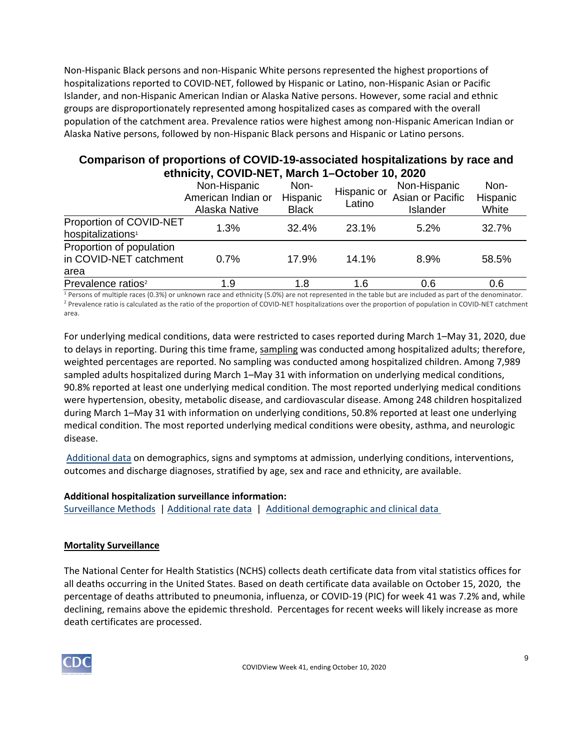Non-Hispanic Black persons and non-Hispanic White persons represented the highest proportions of hospitalizations reported to COVID-NET, followed by Hispanic or Latino, non-Hispanic Asian or Pacific Islander, and non-Hispanic American Indian or Alaska Native persons. However, some racial and ethnic groups are disproportionately represented among hospitalized cases as compared with the overall population of the catchment area. Prevalence ratios were highest among non-Hispanic American Indian or Alaska Native persons, followed by non-Hispanic Black persons and Hispanic or Latino persons.

**Comparison of proportions of COVID-19-associated hospitalizations by race and ethnicity, COVID-NET, March 1–October 10, 2020**

| | Non-Hispanic American Indian or Alaska Native | Non-Hispanic Black | Hispanic or Latino | Non-Hispanic Asian or Pacific Islander | Non-Hispanic White |
|---|---|---|---|---|---|
| Proportion of COVID-NET hospitalizations[1] | 1.3% | 32.4% | 23.1% | 5.2% | 32.7% |
| Proportion of population in COVID-NET catchment area | 0.7% | 17.9% | 14.1% | 8.9% | 58.5% |
| Prevalence ratios[2] | 1.9 | 1.8 | 1.6 | 0.6 | 0.6 |

[1] Persons of multiple races (0.3%) or unknown race and ethnicity (5.0%) are not represented in the table but are included as part of the denominator.
[2] Prevalence ratio is calculated as the ratio of the proportion of COVID-NET hospitalizations over the proportion of population in COVID-NET catchment area.

For underlying medical conditions, data were restricted to cases reported during March 1–May 31, 2020, due to delays in reporting. During this time frame, sampling was conducted among hospitalized adults; therefore, weighted percentages are reported. No sampling was conducted among hospitalized children. Among 7,989 sampled adults hospitalized during March 1–May 31 with information on underlying medical conditions, 90.8% reported at least one underlying medical condition. The most reported underlying medical conditions were hypertension, obesity, metabolic disease, and cardiovascular disease. Among 248 children hospitalized during March 1–May 31 with information on underlying conditions, 50.8% reported at least one underlying medical condition. The most reported underlying medical conditions were obesity, asthma, and neurologic disease.

Additional data on demographics, signs and symptoms at admission, underlying conditions, interventions, outcomes and discharge diagnoses, stratified by age, sex and race and ethnicity, are available.

**Additional hospitalization surveillance information:**
Surveillance Methods | Additional rate data | Additional demographic and clinical data

**Mortality Surveillance**

The National Center for Health Statistics (NCHS) collects death certificate data from vital statistics offices for all deaths occurring in the United States. Based on death certificate data available on October 15, 2020, the percentage of deaths attributed to pneumonia, influenza, or COVID-19 (PIC) for week 41 was 7.2% and, while declining, remains above the epidemic threshold. Percentages for recent weeks will likely increase as more death certificates are processed.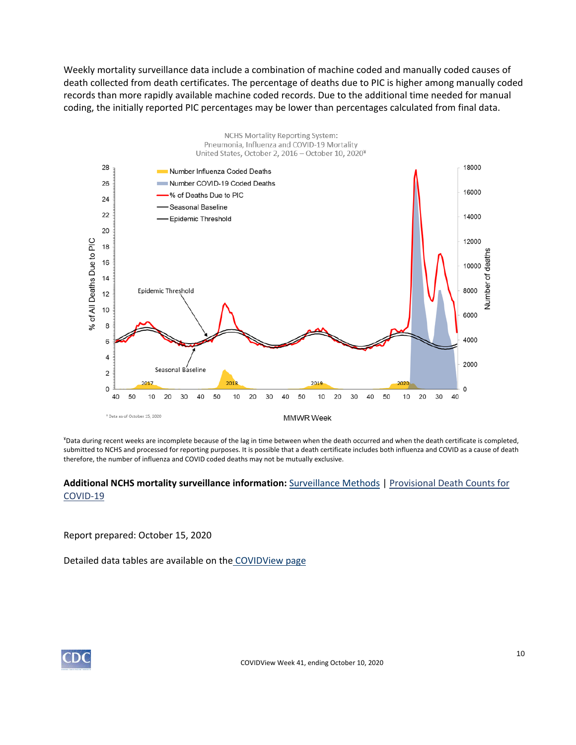Weekly mortality surveillance data include a combination of machine coded and manually coded causes of death collected from death certificates. The percentage of deaths due to PIC is higher among manually coded records than more rapidly available machine coded records. Due to the additional time needed for manual coding, the initially reported PIC percentages may be lower than percentages calculated from final data.

NCHS Mortality Reporting System:
Pneumonia, Influenza and COVID-19 Mortality
United States, October 2, 2016 – October 10, 2020¥

Number Influenza Coded Deaths
Number COVID-19 Coded Deaths
% of Deaths Due to PIC
Seasonal Baseline
Epidemic Threshold

Epidemic Threshold
Seasonal Baseline

2017
2018
2019
2020

% of All Deaths Due to PIC
0
2
4
6
8
10
12
14
16
18
20
22
24
26
28

Number of deaths
0
2000
4000
6000
8000
10000
12000
14000
16000
18000

MMWR Week
40 50 10 20 30 40 50 10 20 30 40 50 10 20 30 40 50 10 20 30 40

¥ Data as of October 15, 2020

¥Data during recent weeks are incomplete because of the lag in time between when the death occurred and when the death certificate is completed, submitted to NCHS and processed for reporting purposes. It is possible that a death certificate includes both influenza and COVID as a cause of death therefore, the number of influenza and COVID coded deaths may not be mutually exclusive.

**Additional NCHS mortality surveillance information:** Surveillance Methods | Provisional Death Counts for COVID-19

Report prepared: October 15, 2020

Detailed data tables are available on the COVIDView page